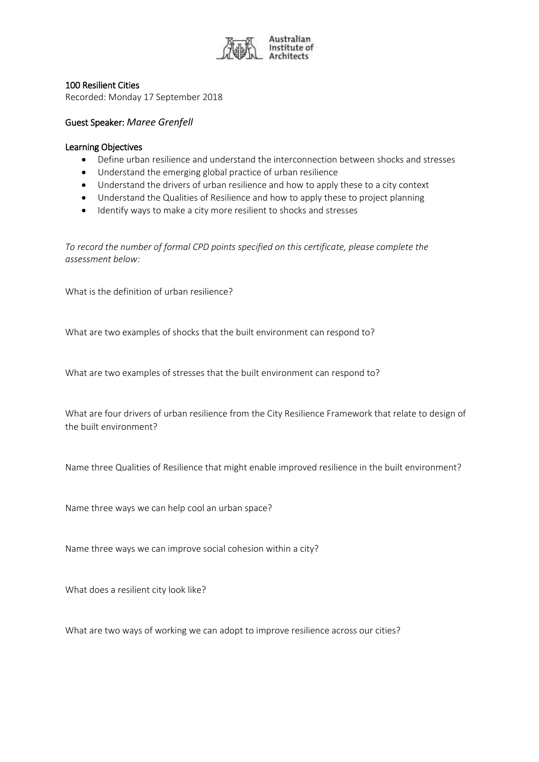Australian Institute of Architects

**100 Resilient Cities**

Recorded: Monday 17 September 2018

**Guest Speaker:** *Maree Grenfell*

**Learning Objectives**

- Define urban resilience and understand the interconnection between shocks and stresses
- Understand the emerging global practice of urban resilience
- Understand the drivers of urban resilience and how to apply these to a city context
- Understand the Qualities of Resilience and how to apply these to project planning
- Identify ways to make a city more resilient to shocks and stresses

*To record the number of formal CPD points specified on this certificate, please complete the assessment below:*

What is the definition of urban resilience?

What are two examples of shocks that the built environment can respond to?

What are two examples of stresses that the built environment can respond to?

What are four drivers of urban resilience from the City Resilience Framework that relate to design of the built environment?

Name three Qualities of Resilience that might enable improved resilience in the built environment?

Name three ways we can help cool an urban space?

Name three ways we can improve social cohesion within a city?

What does a resilient city look like?

What are two ways of working we can adopt to improve resilience across our cities?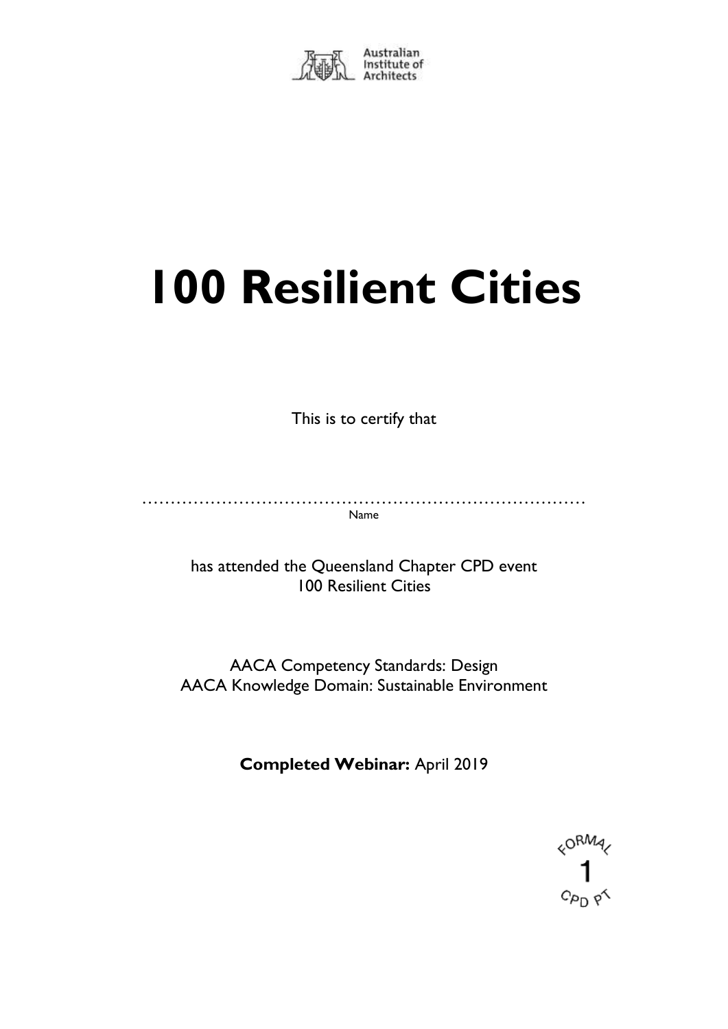Australian Institute of Architects

# 100 Resilient Cities

This is to certify that

…………………………………………………………………………

Name

has attended the Queensland Chapter CPD event
100 Resilient Cities

AACA Competency Standards: Design
AACA Knowledge Domain: Sustainable Environment

**Completed Webinar:** April 2019

FORMAL
1
CPD PT